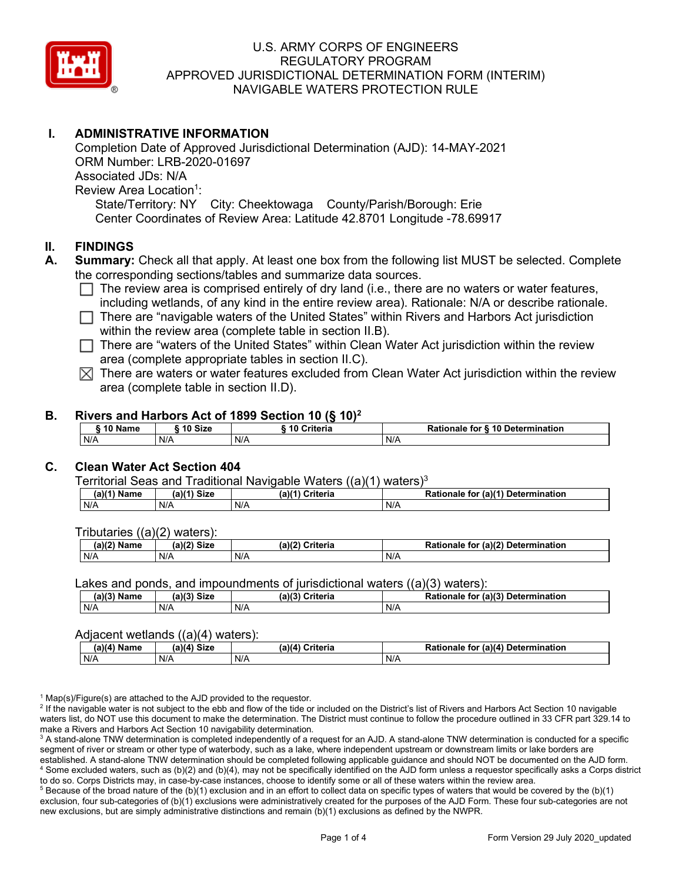# U.S. ARMY CORPS OF ENGINEERS
# REGULATORY PROGRAM
# APPROVED JURISDICTIONAL DETERMINATION FORM (INTERIM)
# NAVIGABLE WATERS PROTECTION RULE

## I. ADMINISTRATIVE INFORMATION

Completion Date of Approved Jurisdictional Determination (AJD): 14-MAY-2021
ORM Number: LRB-2020-01697
Associated JDs: N/A
Review Area Location[1]:
State/Territory: NY City: Cheektowaga County/Parish/Borough: Erie
Center Coordinates of Review Area: Latitude 42.8701 Longitude -78.69917

## II. FINDINGS

**A. Summary:** Check all that apply. At least one box from the following list MUST be selected. Complete the corresponding sections/tables and summarize data sources.

- ☐ The review area is comprised entirely of dry land (i.e., there are no waters or water features, including wetlands, of any kind in the entire review area). Rationale: N/A or describe rationale.
- ☐ There are "navigable waters of the United States" within Rivers and Harbors Act jurisdiction within the review area (complete table in section II.B).
- ☐ There are "waters of the United States" within Clean Water Act jurisdiction within the review area (complete appropriate tables in section II.C).
- ☒ There are waters or water features excluded from Clean Water Act jurisdiction within the review area (complete table in section II.D).

**B. Rivers and Harbors Act of 1899 Section 10 (§ 10)[2]**

| § 10 Name | § 10 Size | § 10 Criteria | Rationale for § 10 Determination |
|---|---|---|---|
| N/A | N/A | N/A | N/A |

**C. Clean Water Act Section 404**

Territorial Seas and Traditional Navigable Waters ((a)(1) waters)[3]

| (a)(1) Name | (a)(1) Size | (a)(1) Criteria | Rationale for (a)(1) Determination |
|---|---|---|---|
| N/A | N/A | N/A | N/A |

Tributaries ((a)(2) waters):

| (a)(2) Name | (a)(2) Size | (a)(2) Criteria | Rationale for (a)(2) Determination |
|---|---|---|---|
| N/A | N/A | N/A | N/A |

Lakes and ponds, and impoundments of jurisdictional waters ((a)(3) waters):

| (a)(3) Name | (a)(3) Size | (a)(3) Criteria | Rationale for (a)(3) Determination |
|---|---|---|---|
| N/A | N/A | N/A | N/A |

Adjacent wetlands ((a)(4) waters):

| (a)(4) Name | (a)(4) Size | (a)(4) Criteria | Rationale for (a)(4) Determination |
|---|---|---|---|
| N/A | N/A | N/A | N/A |

[1] Map(s)/Figure(s) are attached to the AJD provided to the requestor.
[2] If the navigable water is not subject to the ebb and flow of the tide or included on the District's list of Rivers and Harbors Act Section 10 navigable waters list, do NOT use this document to make the determination. The District must continue to follow the procedure outlined in 33 CFR part 329.14 to make a Rivers and Harbors Act Section 10 navigability determination.
[3] A stand-alone TNW determination is completed independently of a request for an AJD. A stand-alone TNW determination is conducted for a specific segment of river or stream or other type of waterbody, such as a lake, where independent upstream or downstream limits or lake borders are established. A stand-alone TNW determination should be completed following applicable guidance and should NOT be documented on the AJD form.
[4] Some excluded waters, such as (b)(2) and (b)(4), may not be specifically identified on the AJD form unless a requestor specifically asks a Corps district to do so. Corps Districts may, in case-by-case instances, choose to identify some or all of these waters within the review area.
[5] Because of the broad nature of the (b)(1) exclusion and in an effort to collect data on specific types of waters that would be covered by the (b)(1) exclusion, four sub-categories of (b)(1) exclusions were administratively created for the purposes of the AJD Form. These four sub-categories are not new exclusions, but are simply administrative distinctions and remain (b)(1) exclusions as defined by the NWPR.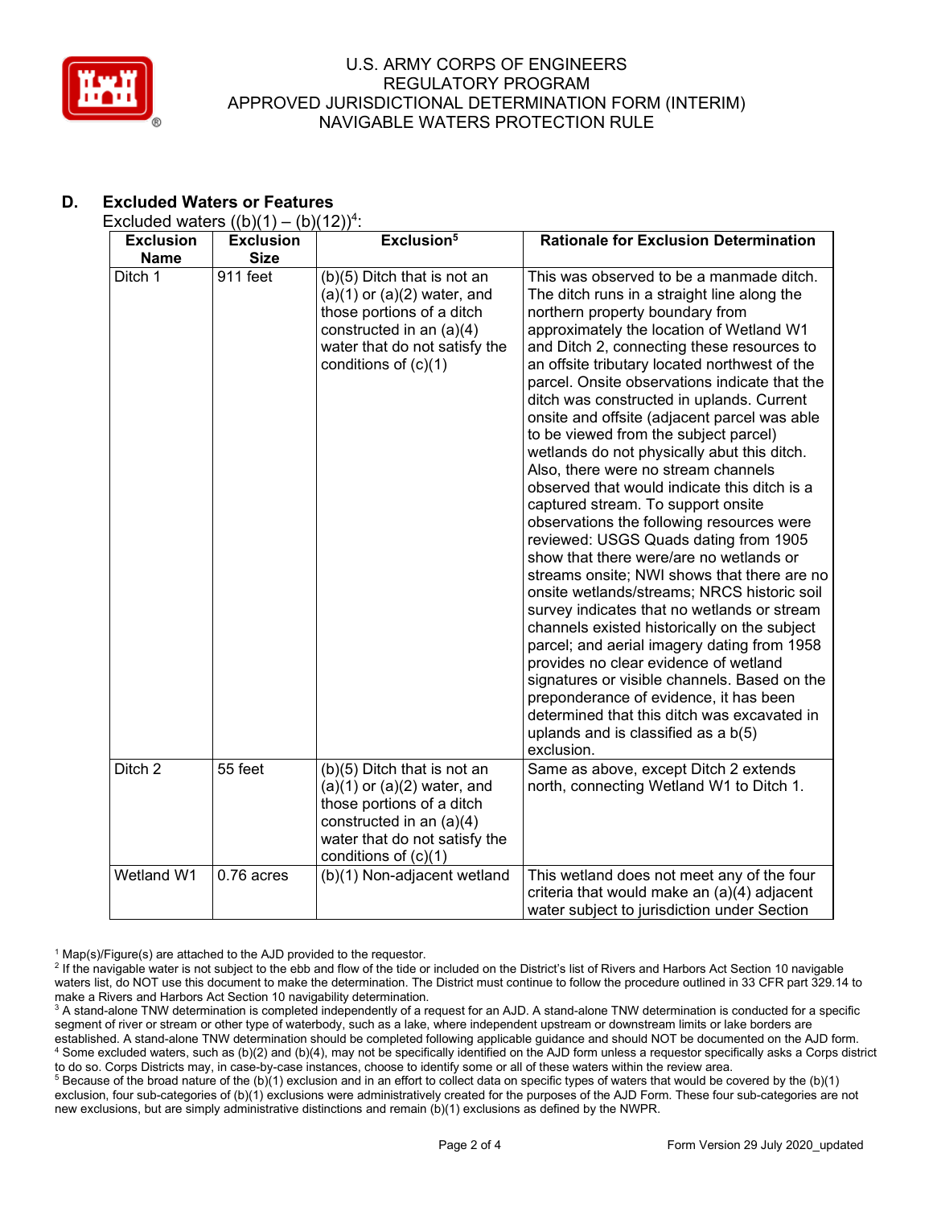## D. Excluded Waters or Features

Excluded waters ((b)(1) – (b)(12))[4]:

| Exclusion Name | Exclusion Size | Exclusion[5] | Rationale for Exclusion Determination |
|---|---|---|---|
| Ditch 1 | 911 feet | (b)(5) Ditch that is not an (a)(1) or (a)(2) water, and those portions of a ditch constructed in an (a)(4) water that do not satisfy the conditions of (c)(1) | This was observed to be a manmade ditch. The ditch runs in a straight line along the northern property boundary from approximately the location of Wetland W1 and Ditch 2, connecting these resources to an offsite tributary located northwest of the parcel. Onsite observations indicate that the ditch was constructed in uplands. Current onsite and offsite (adjacent parcel was able to be viewed from the subject parcel) wetlands do not physically abut this ditch. Also, there were no stream channels observed that would indicate this ditch is a captured stream. To support onsite observations the following resources were reviewed: USGS Quads dating from 1905 show that there were/are no wetlands or streams onsite; NWI shows that there are no onsite wetlands/streams; NRCS historic soil survey indicates that no wetlands or stream channels existed historically on the subject parcel; and aerial imagery dating from 1958 provides no clear evidence of wetland signatures or visible channels. Based on the preponderance of evidence, it has been determined that this ditch was excavated in uplands and is classified as a b(5) exclusion. |
| Ditch 2 | 55 feet | (b)(5) Ditch that is not an (a)(1) or (a)(2) water, and those portions of a ditch constructed in an (a)(4) water that do not satisfy the conditions of (c)(1) | Same as above, except Ditch 2 extends north, connecting Wetland W1 to Ditch 1. |
| Wetland W1 | 0.76 acres | (b)(1) Non-adjacent wetland | This wetland does not meet any of the four criteria that would make an (a)(4) adjacent water subject to jurisdiction under Section |

[1] Map(s)/Figure(s) are attached to the AJD provided to the requestor.

[2] If the navigable water is not subject to the ebb and flow of the tide or included on the District's list of Rivers and Harbors Act Section 10 navigable waters list, do NOT use this document to make the determination. The District must continue to follow the procedure outlined in 33 CFR part 329.14 to make a Rivers and Harbors Act Section 10 navigability determination.

[3] A stand-alone TNW determination is completed independently of a request for an AJD. A stand-alone TNW determination is conducted for a specific segment of river or stream or other type of waterbody, such as a lake, where independent upstream or downstream limits or lake borders are established. A stand-alone TNW determination should be completed following applicable guidance and should NOT be documented on the AJD form.

[4] Some excluded waters, such as (b)(2) and (b)(4), may not be specifically identified on the AJD form unless a requestor specifically asks a Corps district to do so. Corps Districts may, in case-by-case instances, choose to identify some or all of these waters within the review area.

[5] Because of the broad nature of the (b)(1) exclusion and in an effort to collect data on specific types of waters that would be covered by the (b)(1) exclusion, four sub-categories of (b)(1) exclusions were administratively created for the purposes of the AJD Form. These four sub-categories are not new exclusions, but are simply administrative distinctions and remain (b)(1) exclusions as defined by the NWPR.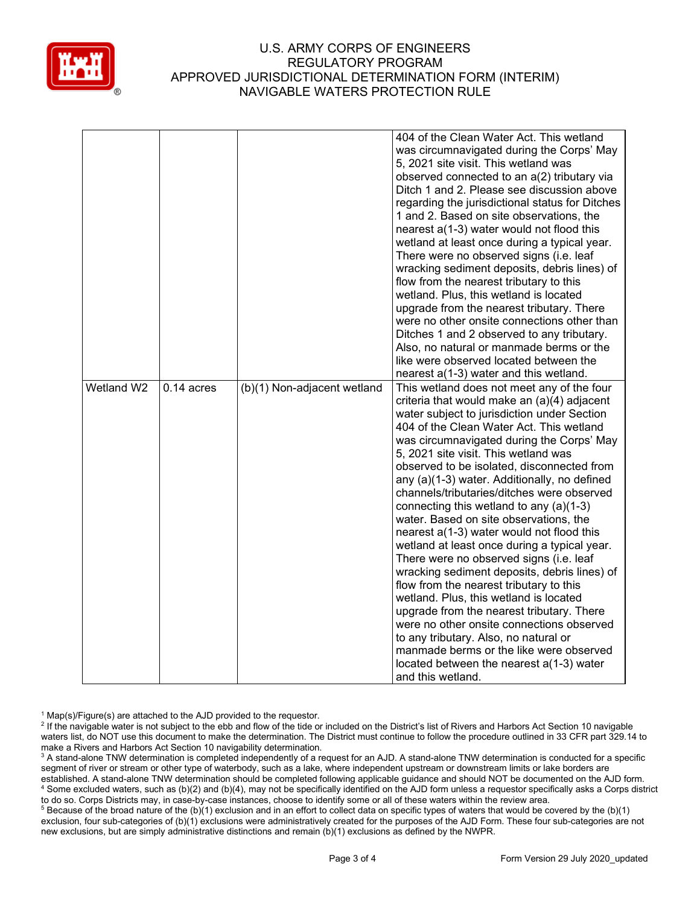|  |  |  | 404 of the Clean Water Act. This wetland was circumnavigated during the Corps' May 5, 2021 site visit. This wetland was observed connected to an a(2) tributary via Ditch 1 and 2. Please see discussion above regarding the jurisdictional status for Ditches 1 and 2. Based on site observations, the nearest a(1-3) water would not flood this wetland at least once during a typical year. There were no observed signs (i.e. leaf wracking sediment deposits, debris lines) of flow from the nearest tributary to this wetland. Plus, this wetland is located upgrade from the nearest tributary. There were no other onsite connections other than Ditches 1 and 2 observed to any tributary. Also, no natural or manmade berms or the like were observed located between the nearest a(1-3) water and this wetland. |
|---|---|---|---|
| Wetland W2 | 0.14 acres | (b)(1) Non-adjacent wetland | This wetland does not meet any of the four criteria that would make an (a)(4) adjacent water subject to jurisdiction under Section 404 of the Clean Water Act. This wetland was circumnavigated during the Corps' May 5, 2021 site visit. This wetland was observed to be isolated, disconnected from any (a)(1-3) water. Additionally, no defined channels/tributaries/ditches were observed connecting this wetland to any (a)(1-3) water. Based on site observations, the nearest a(1-3) water would not flood this wetland at least once during a typical year. There were no observed signs (i.e. leaf wracking sediment deposits, debris lines) of flow from the nearest tributary to this wetland. Plus, this wetland is located upgrade from the nearest tributary. There were no other onsite connections observed to any tributary. Also, no natural or manmade berms or the like were observed located between the nearest a(1-3) water and this wetland. |

[1] Map(s)/Figure(s) are attached to the AJD provided to the requestor.

[2] If the navigable water is not subject to the ebb and flow of the tide or included on the District's list of Rivers and Harbors Act Section 10 navigable waters list, do NOT use this document to make the determination. The District must continue to follow the procedure outlined in 33 CFR part 329.14 to make a Rivers and Harbors Act Section 10 navigability determination.

[3] A stand-alone TNW determination is completed independently of a request for an AJD. A stand-alone TNW determination is conducted for a specific segment of river or stream or other type of waterbody, such as a lake, where independent upstream or downstream limits or lake borders are established. A stand-alone TNW determination should be completed following applicable guidance and should NOT be documented on the AJD form.

[4] Some excluded waters, such as (b)(2) and (b)(4), may not be specifically identified on the AJD form unless a requestor specifically asks a Corps district to do so. Corps Districts may, in case-by-case instances, choose to identify some or all of these waters within the review area.

[5] Because of the broad nature of the (b)(1) exclusion and in an effort to collect data on specific types of waters that would be covered by the (b)(1) exclusion, four sub-categories of (b)(1) exclusions were administratively created for the purposes of the AJD Form. These four sub-categories are not new exclusions, but are simply administrative distinctions and remain (b)(1) exclusions as defined by the NWPR.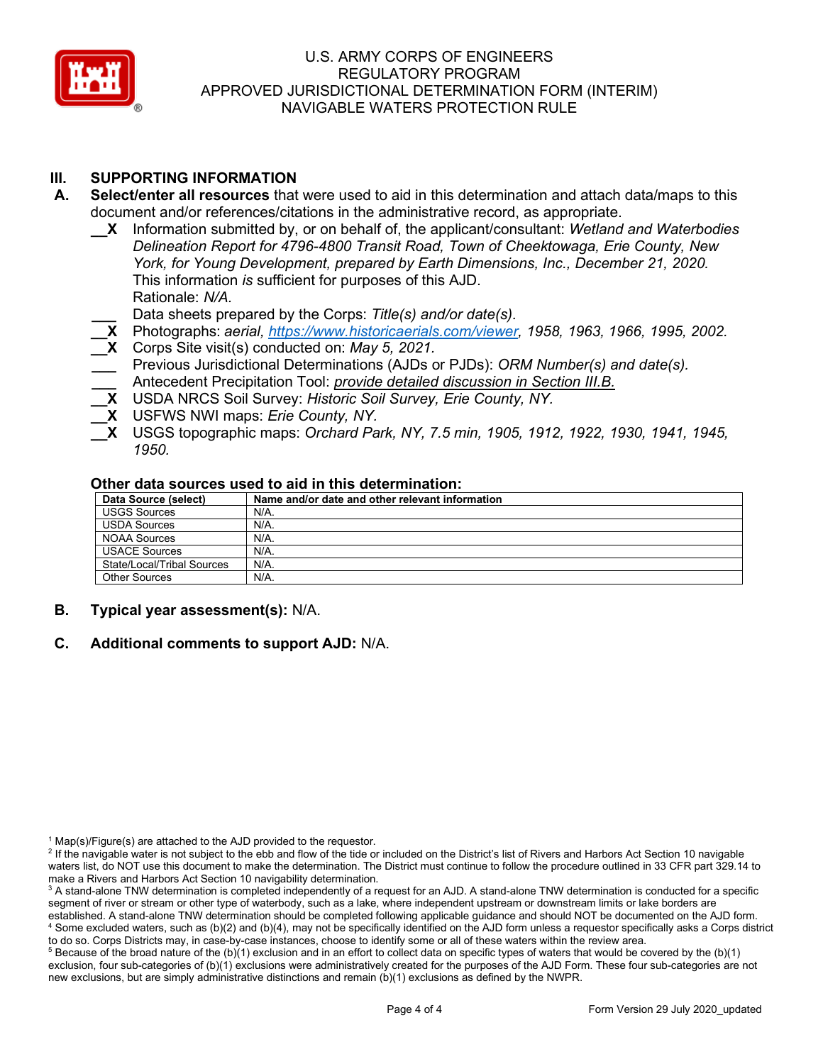## III. SUPPORTING INFORMATION

**A. Select/enter all resources** that were used to aid in this determination and attach data/maps to this document and/or references/citations in the administrative record, as appropriate.

__X Information submitted by, or on behalf of, the applicant/consultant: *Wetland and Waterbodies Delineation Report for 4796-4800 Transit Road, Town of Cheektowaga, Erie County, New York, for Young Development, prepared by Earth Dimensions, Inc., December 21, 2020.* This information *is* sufficient for purposes of this AJD. Rationale: *N/A.*

___ Data sheets prepared by the Corps: *Title(s) and/or date(s).*

__X Photographs: *aerial, https://www.historicaerials.com/viewer, 1958, 1963, 1966, 1995, 2002.*

__X Corps Site visit(s) conducted on: *May 5, 2021.*

___ Previous Jurisdictional Determinations (AJDs or PJDs): *ORM Number(s) and date(s).*

___ Antecedent Precipitation Tool: *provide detailed discussion in Section III.B.*

__X USDA NRCS Soil Survey: *Historic Soil Survey, Erie County, NY.*

__X USFWS NWI maps: *Erie County, NY.*

__X USGS topographic maps: *Orchard Park, NY, 7.5 min, 1905, 1912, 1922, 1930, 1941, 1945, 1950.*

### Other data sources used to aid in this determination:

| Data Source (select) | Name and/or date and other relevant information |
|---|---|
| USGS Sources | N/A. |
| USDA Sources | N/A. |
| NOAA Sources | N/A. |
| USACE Sources | N/A. |
| State/Local/Tribal Sources | N/A. |
| Other Sources | N/A. |

**B. Typical year assessment(s):** N/A.

**C. Additional comments to support AJD:** N/A.

[1] Map(s)/Figure(s) are attached to the AJD provided to the requestor.

[2] If the navigable water is not subject to the ebb and flow of the tide or included on the District's list of Rivers and Harbors Act Section 10 navigable waters list, do NOT use this document to make the determination. The District must continue to follow the procedure outlined in 33 CFR part 329.14 to make a Rivers and Harbors Act Section 10 navigability determination.

[3] A stand-alone TNW determination is completed independently of a request for an AJD. A stand-alone TNW determination is conducted for a specific segment of river or stream or other type of waterbody, such as a lake, where independent upstream or downstream limits or lake borders are established. A stand-alone TNW determination should be completed following applicable guidance and should NOT be documented on the AJD form.

[4] Some excluded waters, such as (b)(2) and (b)(4), may not be specifically identified on the AJD form unless a requestor specifically asks a Corps district to do so. Corps Districts may, in case-by-case instances, choose to identify some or all of these waters within the review area.

[5] Because of the broad nature of the (b)(1) exclusion and in an effort to collect data on specific types of waters that would be covered by the (b)(1) exclusion, four sub-categories of (b)(1) exclusions were administratively created for the purposes of the AJD Form. These four sub-categories are not new exclusions, but are simply administrative distinctions and remain (b)(1) exclusions as defined by the NWPR.